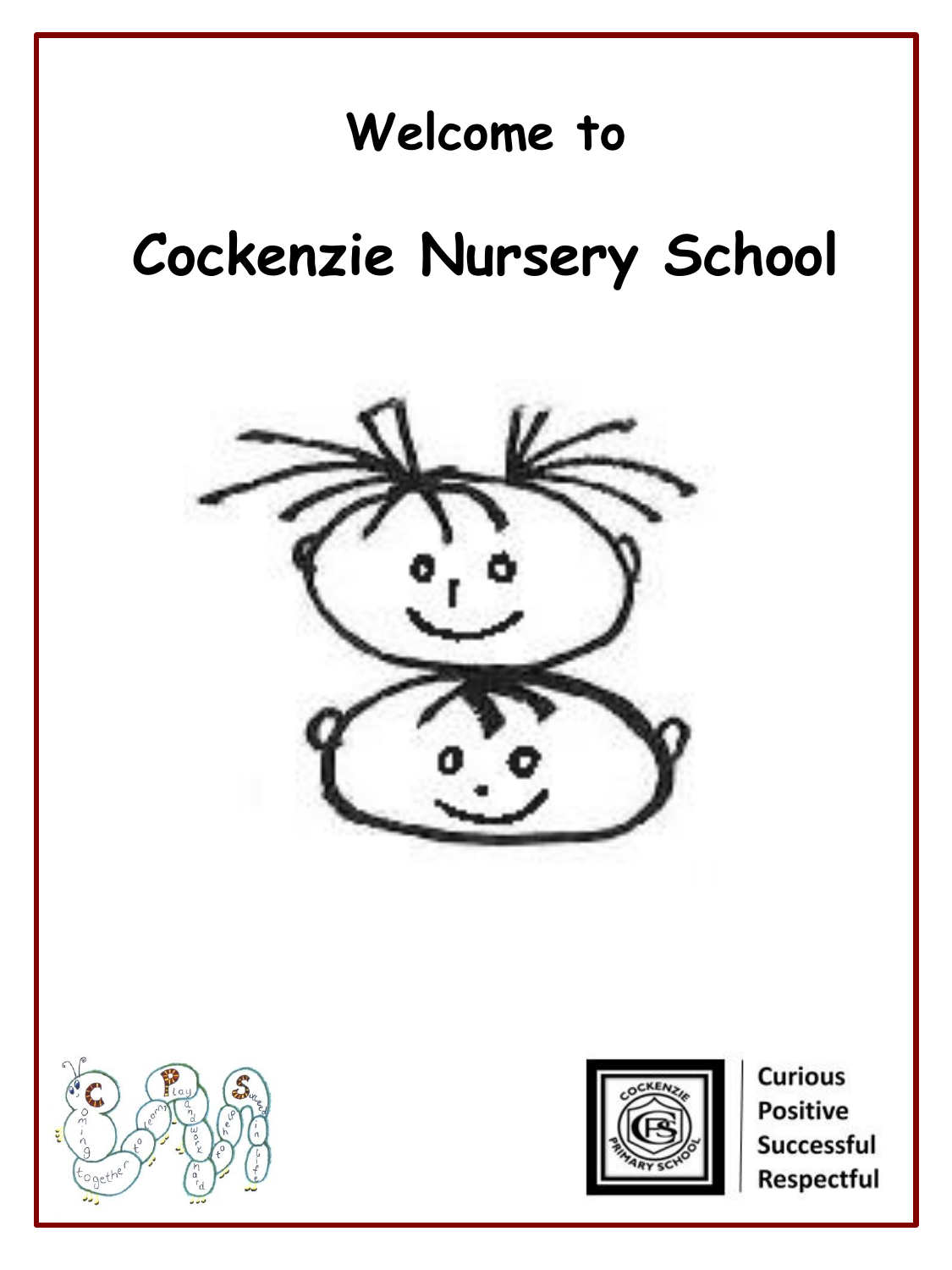# Welcome to

# Cockenzie Nursery School

Curious
Positive
Successful
Respectful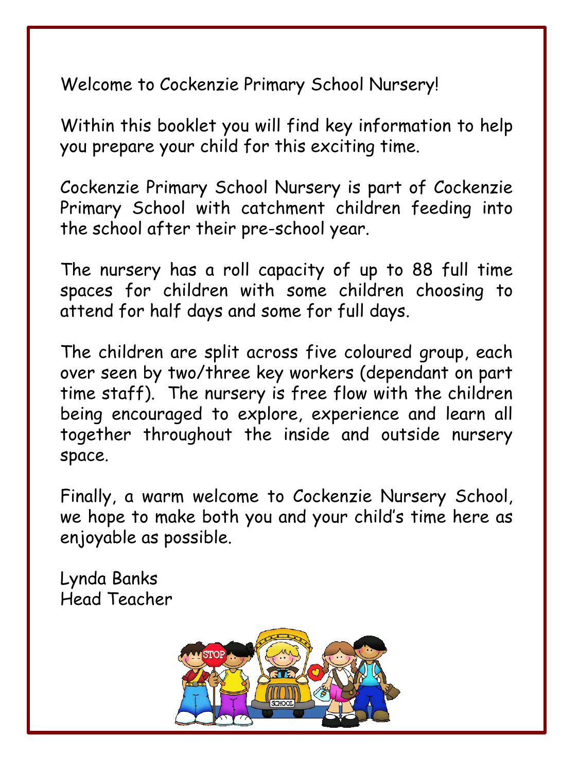Welcome to Cockenzie Primary School Nursery!

Within this booklet you will find key information to help you prepare your child for this exciting time.

Cockenzie Primary School Nursery is part of Cockenzie Primary School with catchment children feeding into the school after their pre-school year.

The nursery has a roll capacity of up to 88 full time spaces for children with some children choosing to attend for half days and some for full days.

The children are split across five coloured group, each over seen by two/three key workers (dependant on part time staff). The nursery is free flow with the children being encouraged to explore, experience and learn all together throughout the inside and outside nursery space.

Finally, a warm welcome to Cockenzie Nursery School, we hope to make both you and your child's time here as enjoyable as possible.

Lynda Banks
Head Teacher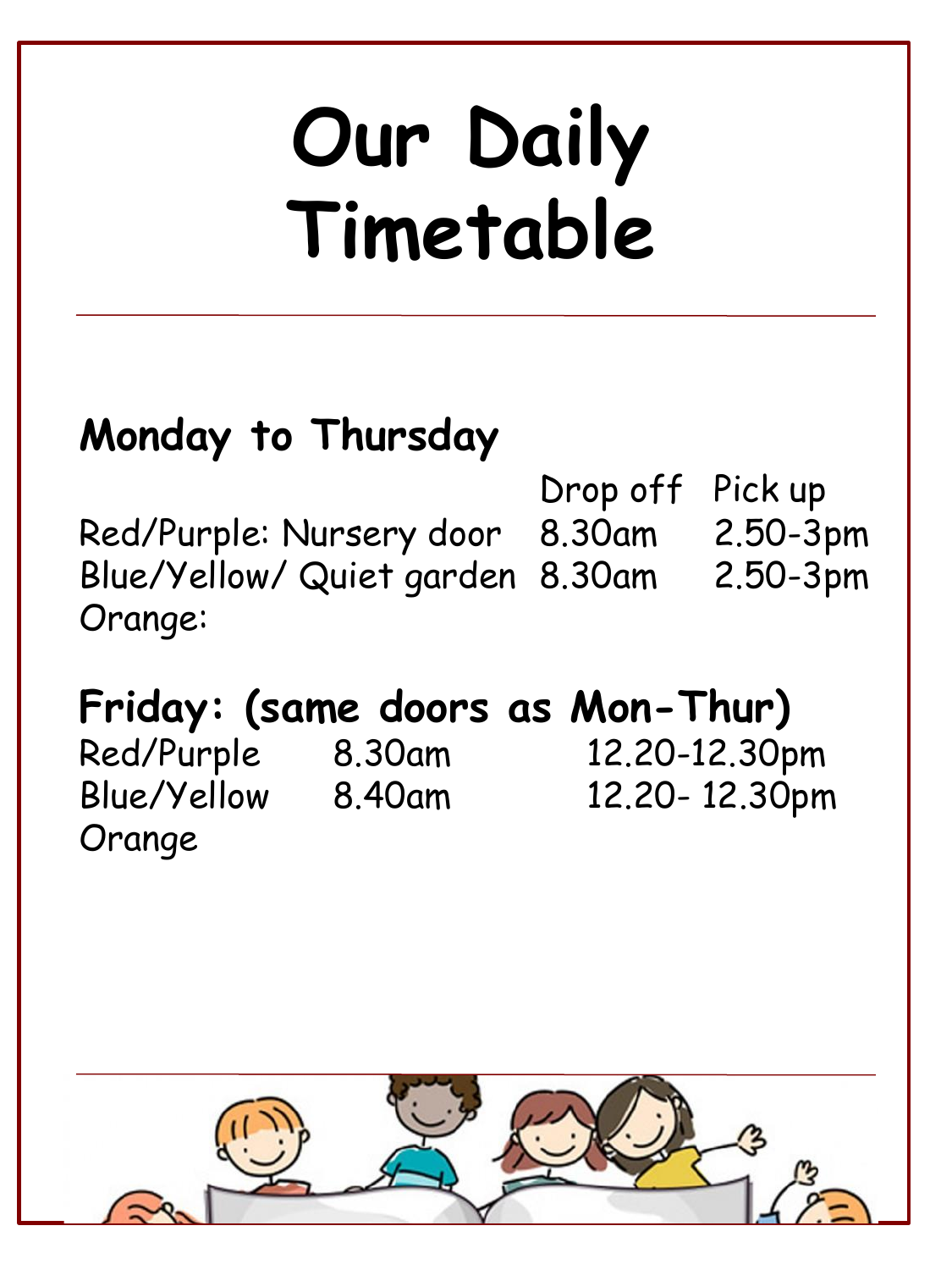# Our Daily Timetable

## Monday to Thursday

| | | Drop off | Pick up |
|---|---|---|---|
| Red/Purple: | Nursery door | 8.30am | 2.50-3pm |
| Blue/Yellow/ Orange: | Quiet garden | 8.30am | 2.50-3pm |

## Friday: (same doors as Mon-Thur)

| | | |
|---|---|---|
| Red/Purple | 8.30am | 12.20-12.30pm |
| Blue/Yellow Orange | 8.40am | 12.20- 12.30pm |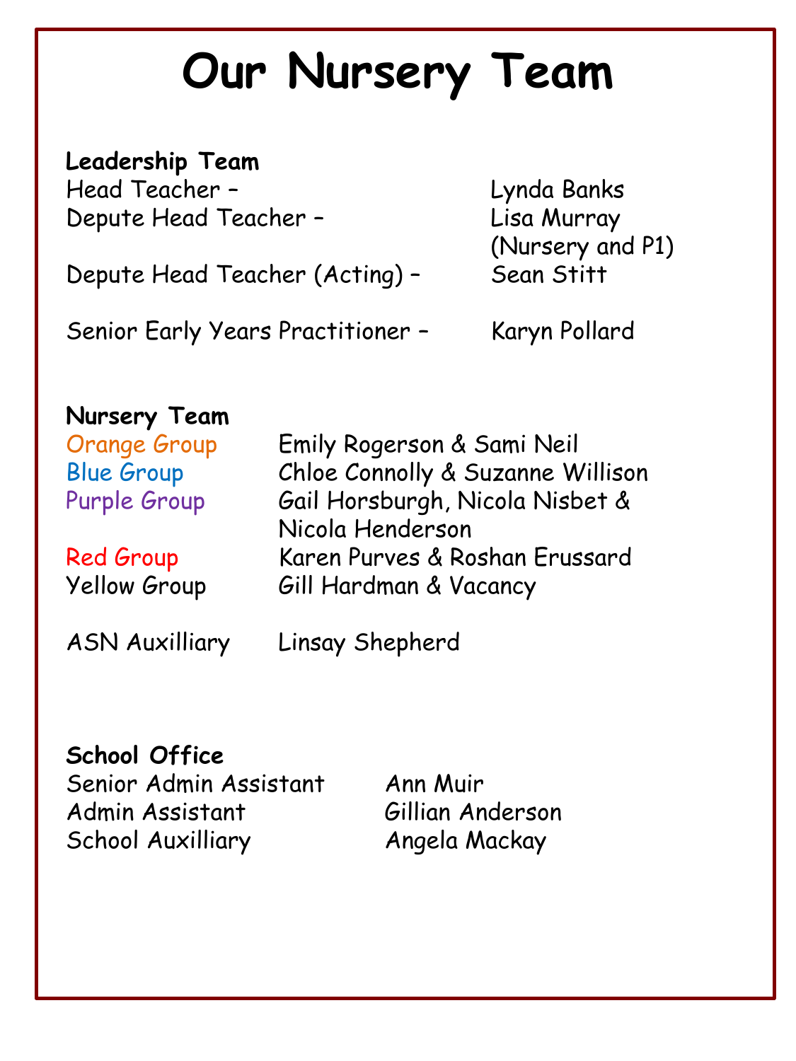# Our Nursery Team

**Leadership Team**

Head Teacher – Lynda Banks
Depute Head Teacher – Lisa Murray (Nursery and P1)
Depute Head Teacher (Acting) – Sean Stitt

Senior Early Years Practitioner – Karyn Pollard

**Nursery Team**

| | |
|---|---|
| Orange Group | Emily Rogerson & Sami Neil |
| Blue Group | Chloe Connolly & Suzanne Willison |
| Purple Group | Gail Horsburgh, Nicola Nisbet & Nicola Henderson |
| Red Group | Karen Purves & Roshan Erussard |
| Yellow Group | Gill Hardman & Vacancy |
| ASN Auxilliary | Linsay Shepherd |

**School Office**

| | |
|---|---|
| Senior Admin Assistant | Ann Muir |
| Admin Assistant | Gillian Anderson |
| School Auxilliary | Angela Mackay |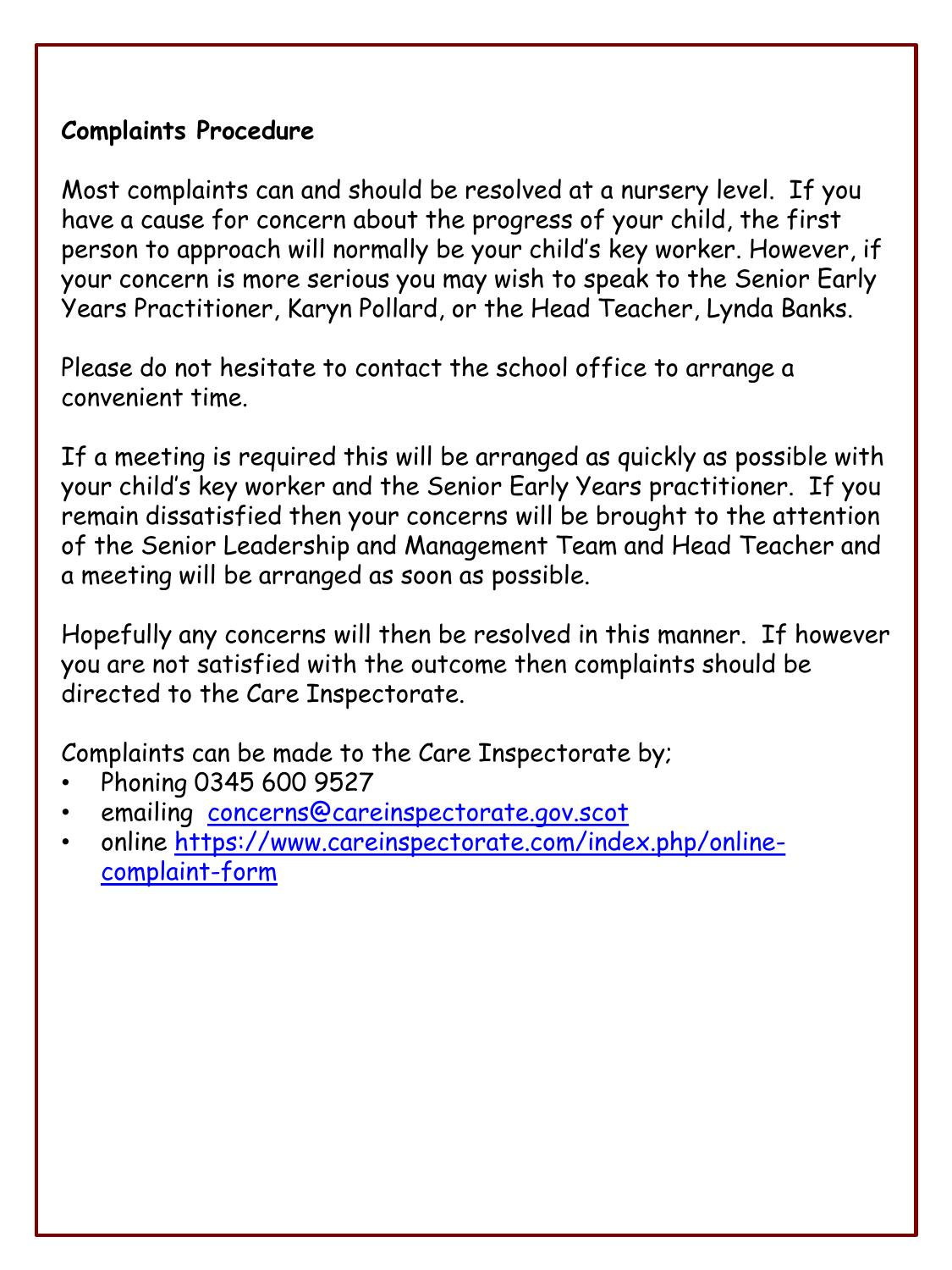**Complaints Procedure**

Most complaints can and should be resolved at a nursery level. If you have a cause for concern about the progress of your child, the first person to approach will normally be your child's key worker. However, if your concern is more serious you may wish to speak to the Senior Early Years Practitioner, Karyn Pollard, or the Head Teacher, Lynda Banks.

Please do not hesitate to contact the school office to arrange a convenient time.

If a meeting is required this will be arranged as quickly as possible with your child's key worker and the Senior Early Years practitioner. If you remain dissatisfied then your concerns will be brought to the attention of the Senior Leadership and Management Team and Head Teacher and a meeting will be arranged as soon as possible.

Hopefully any concerns will then be resolved in this manner. If however you are not satisfied with the outcome then complaints should be directed to the Care Inspectorate.

Complaints can be made to the Care Inspectorate by;

- Phoning 0345 600 9527
- emailing concerns@careinspectorate.gov.scot
- online https://www.careinspectorate.com/index.php/online-complaint-form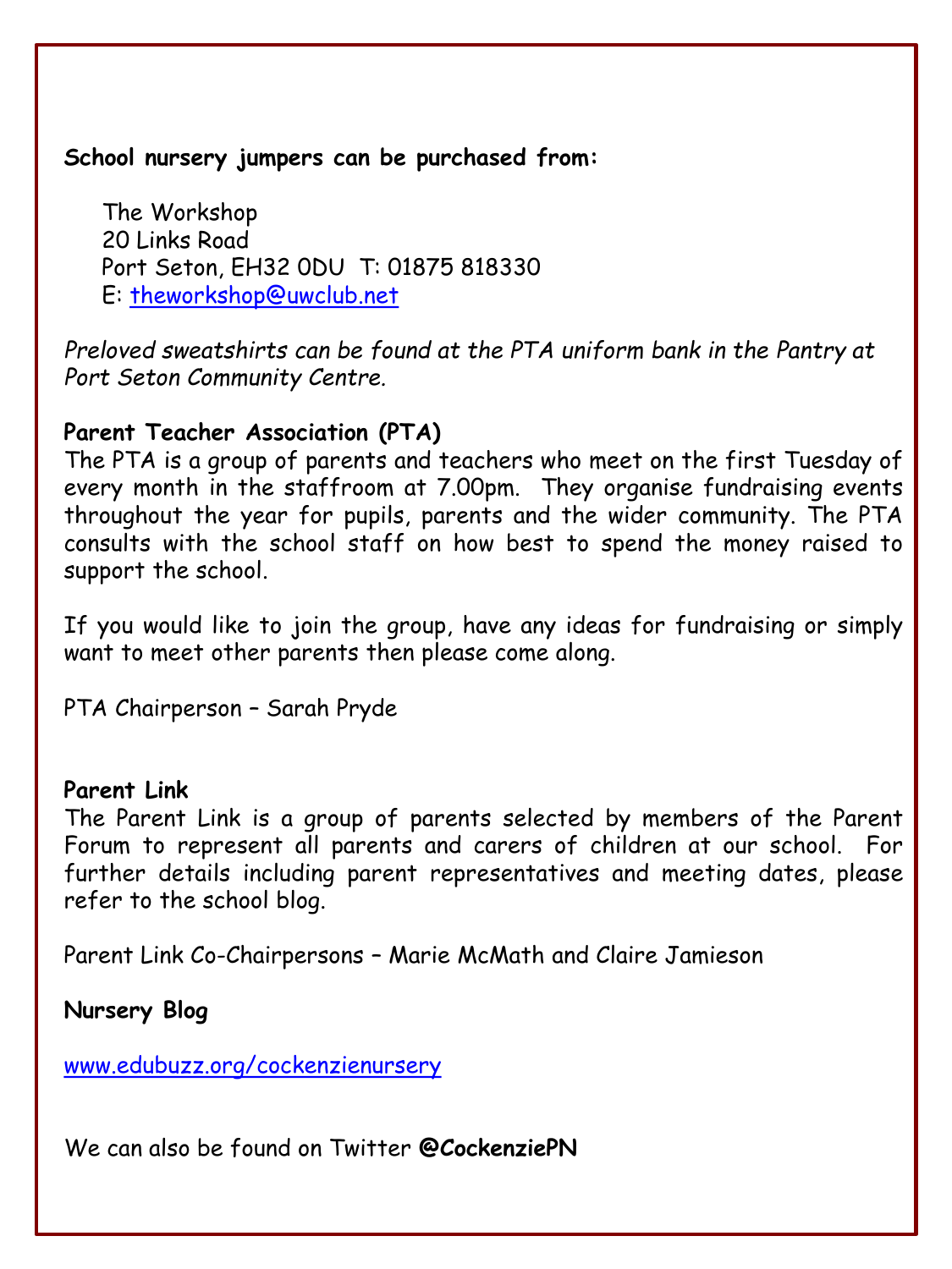**School nursery jumpers can be purchased from:**

The Workshop
20 Links Road
Port Seton, EH32 0DU T: 01875 818330
E: theworkshop@uwclub.net

*Preloved sweatshirts can be found at the PTA uniform bank in the Pantry at Port Seton Community Centre.*

**Parent Teacher Association (PTA)**

The PTA is a group of parents and teachers who meet on the first Tuesday of every month in the staffroom at 7.00pm. They organise fundraising events throughout the year for pupils, parents and the wider community. The PTA consults with the school staff on how best to spend the money raised to support the school.

If you would like to join the group, have any ideas for fundraising or simply want to meet other parents then please come along.

PTA Chairperson – Sarah Pryde

**Parent Link**

The Parent Link is a group of parents selected by members of the Parent Forum to represent all parents and carers of children at our school. For further details including parent representatives and meeting dates, please refer to the school blog.

Parent Link Co-Chairpersons – Marie McMath and Claire Jamieson

**Nursery Blog**

www.edubuzz.org/cockenzienursery

We can also be found on Twitter **@CockenziePN**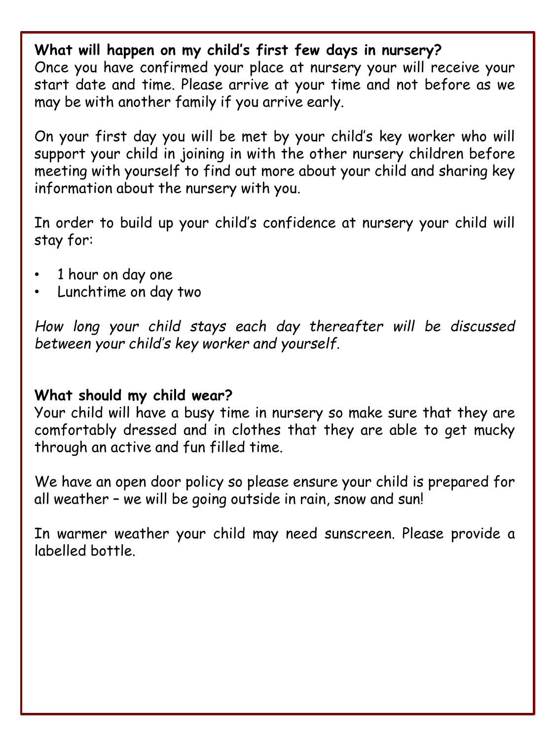**What will happen on my child's first few days in nursery?**
Once you have confirmed your place at nursery your will receive your start date and time. Please arrive at your time and not before as we may be with another family if you arrive early.

On your first day you will be met by your child's key worker who will support your child in joining in with the other nursery children before meeting with yourself to find out more about your child and sharing key information about the nursery with you.

In order to build up your child's confidence at nursery your child will stay for:

- 1 hour on day one
- Lunchtime on day two

*How long your child stays each day thereafter will be discussed between your child's key worker and yourself.*

**What should my child wear?**
Your child will have a busy time in nursery so make sure that they are comfortably dressed and in clothes that they are able to get mucky through an active and fun filled time.

We have an open door policy so please ensure your child is prepared for all weather – we will be going outside in rain, snow and sun!

In warmer weather your child may need sunscreen. Please provide a labelled bottle.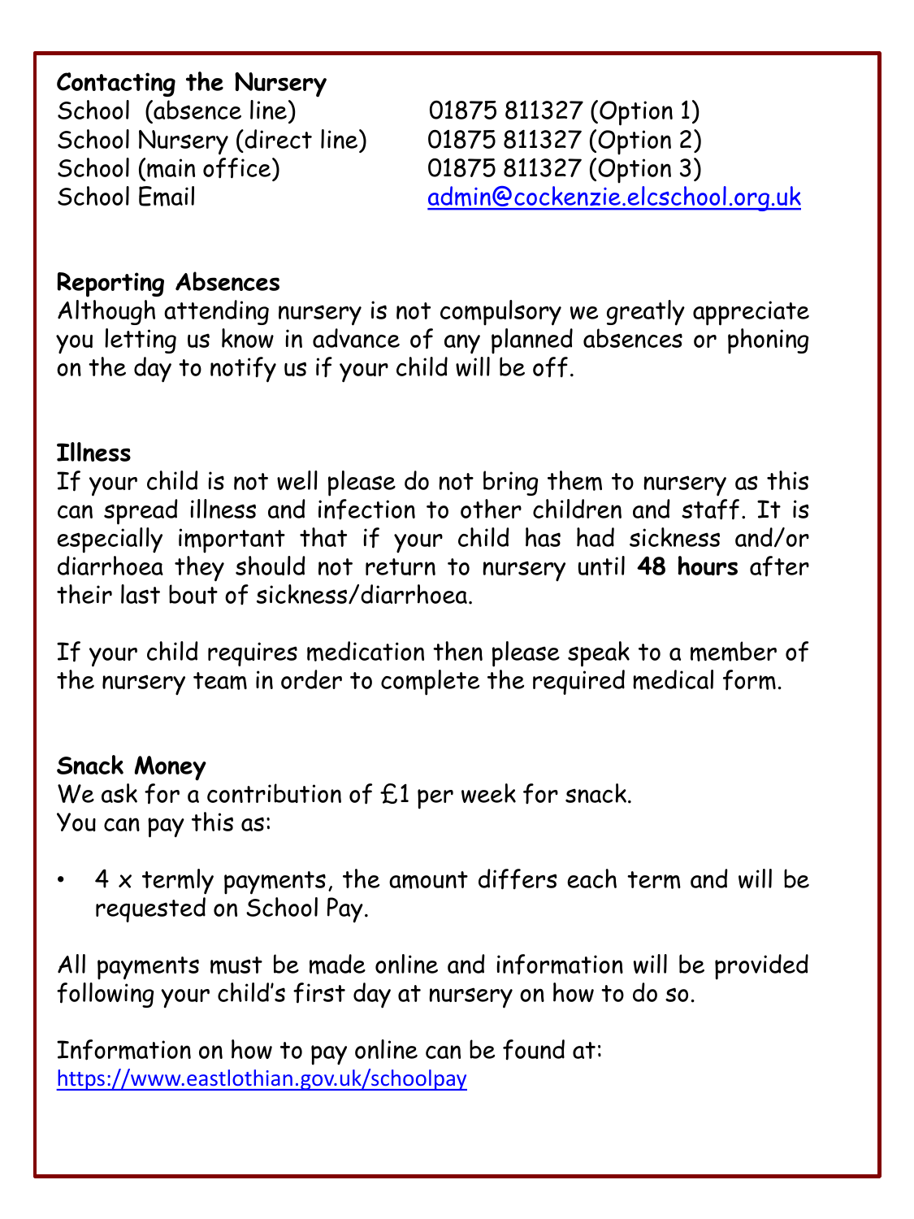### Contacting the Nursery

| | |
|---|---|
| School (absence line) | 01875 811327 (Option 1) |
| School Nursery (direct line) | 01875 811327 (Option 2) |
| School (main office) | 01875 811327 (Option 3) |
| School Email | admin@cockenzie.elcschool.org.uk |

### Reporting Absences

Although attending nursery is not compulsory we greatly appreciate you letting us know in advance of any planned absences or phoning on the day to notify us if your child will be off.

### Illness

If your child is not well please do not bring them to nursery as this can spread illness and infection to other children and staff. It is especially important that if your child has had sickness and/or diarrhoea they should not return to nursery until **48 hours** after their last bout of sickness/diarrhoea.

If your child requires medication then please speak to a member of the nursery team in order to complete the required medical form.

### Snack Money

We ask for a contribution of £1 per week for snack.
You can pay this as:

- 4 x termly payments, the amount differs each term and will be requested on School Pay.

All payments must be made online and information will be provided following your child's first day at nursery on how to do so.

Information on how to pay online can be found at:
https://www.eastlothian.gov.uk/schoolpay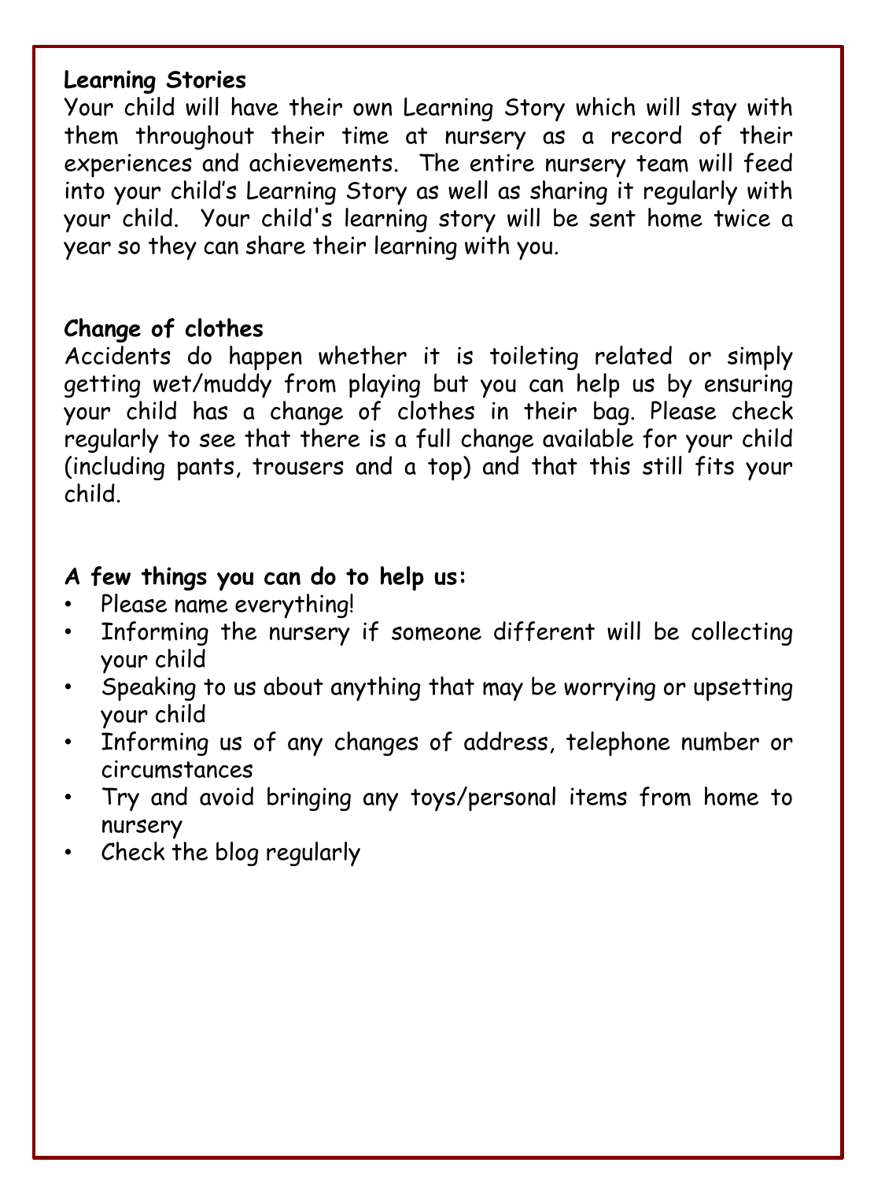**Learning Stories**

Your child will have their own Learning Story which will stay with them throughout their time at nursery as a record of their experiences and achievements. The entire nursery team will feed into your child's Learning Story as well as sharing it regularly with your child. Your child's learning story will be sent home twice a year so they can share their learning with you.

**Change of clothes**

Accidents do happen whether it is toileting related or simply getting wet/muddy from playing but you can help us by ensuring your child has a change of clothes in their bag. Please check regularly to see that there is a full change available for your child (including pants, trousers and a top) and that this still fits your child.

**A few things you can do to help us:**

- Please name everything!
- Informing the nursery if someone different will be collecting your child
- Speaking to us about anything that may be worrying or upsetting your child
- Informing us of any changes of address, telephone number or circumstances
- Try and avoid bringing any toys/personal items from home to nursery
- Check the blog regularly